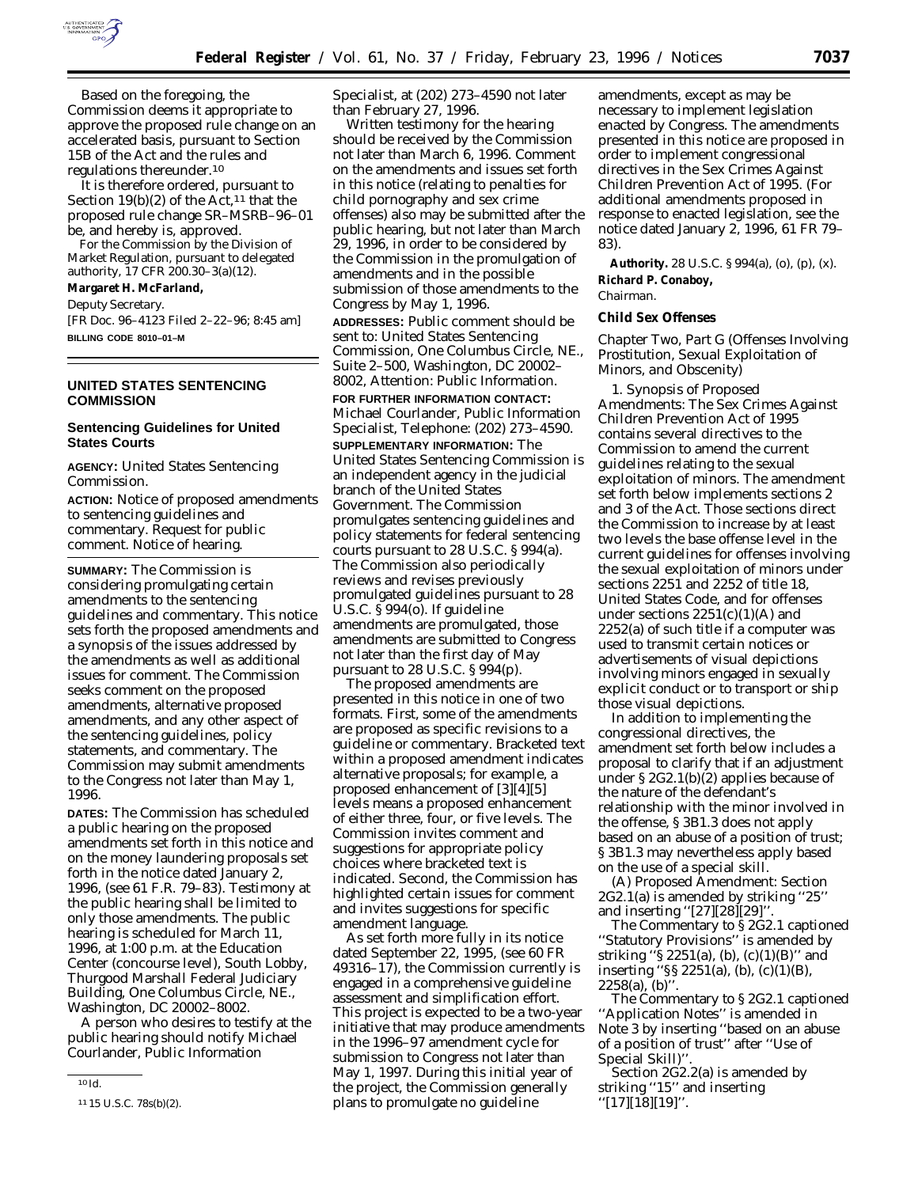Based on the foregoing, the Commission deems it appropriate to approve the proposed rule change on an accelerated basis, pursuant to Section 15B of the Act and the rules and regulations thereunder.[10]

It is therefore ordered, pursuant to Section 19(b)(2) of the Act,[11] that the proposed rule change SR–MSRB–96–01 be, and hereby is, approved.

For the Commission by the Division of Market Regulation, pursuant to delegated authority, 17 CFR 200.30–3(a)(12).

**Margaret H. McFarland,**

*Deputy Secretary.*

[FR Doc. 96–4123 Filed 2–22–96; 8:45 am]

**BILLING CODE 8010–01–M**

[10] *Id.*

[11] 15 U.S.C. 78s(b)(2).

## UNITED STATES SENTENCING COMMISSION

### Sentencing Guidelines for United States Courts

**AGENCY:** United States Sentencing Commission.

**ACTION:** Notice of proposed amendments to sentencing guidelines and commentary. Request for public comment. Notice of hearing.

**SUMMARY:** The Commission is considering promulgating certain amendments to the sentencing guidelines and commentary. This notice sets forth the proposed amendments and a synopsis of the issues addressed by the amendments as well as additional issues for comment. The Commission seeks comment on the proposed amendments, alternative proposed amendments, and any other aspect of the sentencing guidelines, policy statements, and commentary. The Commission may submit amendments to the Congress not later than May 1, 1996.

**DATES:** The Commission has scheduled a public hearing on the proposed amendments set forth in this notice and on the money laundering proposals set forth in the notice dated January 2, 1996, (see 61 F.R. 79–83). Testimony at the public hearing shall be limited to only those amendments. The public hearing is scheduled for March 11, 1996, at 1:00 p.m. at the Education Center (concourse level), South Lobby, Thurgood Marshall Federal Judiciary Building, One Columbus Circle, NE., Washington, DC 20002–8002.

A person who desires to testify at the public hearing should notify Michael Courlander, Public Information Specialist, at (202) 273–4590 not later than February 27, 1996.

Written testimony for the hearing should be received by the Commission not later than March 6, 1996. Comment on the amendments and issues set forth in this notice (relating to penalties for child pornography and sex crime offenses) also may be submitted after the public hearing, but not later than March 29, 1996, in order to be considered by the Commission in the promulgation of amendments and in the possible submission of those amendments to the Congress by May 1, 1996.

**ADDRESSES:** Public comment should be sent to: United States Sentencing Commission, One Columbus Circle, NE., Suite 2–500, Washington, DC 20002–8002, Attention: Public Information.

**FOR FURTHER INFORMATION CONTACT:** Michael Courlander, Public Information Specialist, Telephone: (202) 273–4590.

**SUPPLEMENTARY INFORMATION:** The United States Sentencing Commission is an independent agency in the judicial branch of the United States Government. The Commission promulgates sentencing guidelines and policy statements for federal sentencing courts pursuant to 28 U.S.C. § 994(a). The Commission also periodically reviews and revises previously promulgated guidelines pursuant to 28 U.S.C. § 994(o). If guideline amendments are promulgated, those amendments are submitted to Congress not later than the first day of May pursuant to 28 U.S.C. § 994(p).

The proposed amendments are presented in this notice in one of two formats. First, some of the amendments are proposed as specific revisions to a guideline or commentary. Bracketed text within a proposed amendment indicates alternative proposals; for example, a proposed enhancement of [3][4][5] levels means a proposed enhancement of either three, four, or five levels. The Commission invites comment and suggestions for appropriate policy choices where bracketed text is indicated. Second, the Commission has highlighted certain issues for comment and invites suggestions for specific amendment language.

As set forth more fully in its notice dated September 22, 1995, (see 60 FR 49316–17), the Commission currently is engaged in a comprehensive guideline assessment and simplification effort. This project is expected to be a two-year initiative that may produce amendments in the 1996–97 amendment cycle for submission to Congress not later than May 1, 1997. During this initial year of the project, the Commission generally plans to promulgate no guideline amendments, except as may be necessary to implement legislation enacted by Congress. The amendments presented in this notice are proposed in order to implement congressional directives in the Sex Crimes Against Children Prevention Act of 1995. (For additional amendments proposed in response to enacted legislation, see the notice dated January 2, 1996, 61 FR 79–83).

**Authority.** 28 U.S.C. § 994(a), (o), (p), (x).

**Richard P. Conaboy,**

*Chairman.*

### Child Sex Offenses

Chapter Two, Part G (Offenses Involving Prostitution, Sexual Exploitation of Minors, and Obscenity)

1. *Synopsis of Proposed Amendments:* The Sex Crimes Against Children Prevention Act of 1995 contains several directives to the Commission to amend the current guidelines relating to the sexual exploitation of minors. The amendment set forth below implements sections 2 and 3 of the Act. Those sections direct the Commission to increase by at least two levels the base offense level in the current guidelines for offenses involving the sexual exploitation of minors under sections 2251 and 2252 of title 18, United States Code, and for offenses under sections 2251(c)(1)(A) and 2252(a) of such title if a computer was used to transmit certain notices or advertisements of visual depictions involving minors engaged in sexually explicit conduct or to transport or ship those visual depictions.

In addition to implementing the congressional directives, the amendment set forth below includes a proposal to clarify that if an adjustment under § 2G2.1(b)(2) applies because of the nature of the defendant's relationship with the minor involved in the offense, § 3B1.3 does not apply based on an abuse of a position of trust; § 3B1.3 may nevertheless apply based on the use of a special skill.

(A) *Proposed Amendment:* Section 2G2.1(a) is amended by striking "25" and inserting "[27][28][29]".

The Commentary to § 2G2.1 captioned "Statutory Provisions" is amended by striking "§ 2251(a), (b), (c)(1)(B)" and inserting "§§ 2251(a), (b), (c)(1)(B), 2258(a), (b)".

The Commentary to § 2G2.1 captioned "Application Notes" is amended in Note 3 by inserting "based on an abuse of a position of trust" after "Use of Special Skill)".

Section 2G2.2(a) is amended by striking "15" and inserting "[17][18][19]".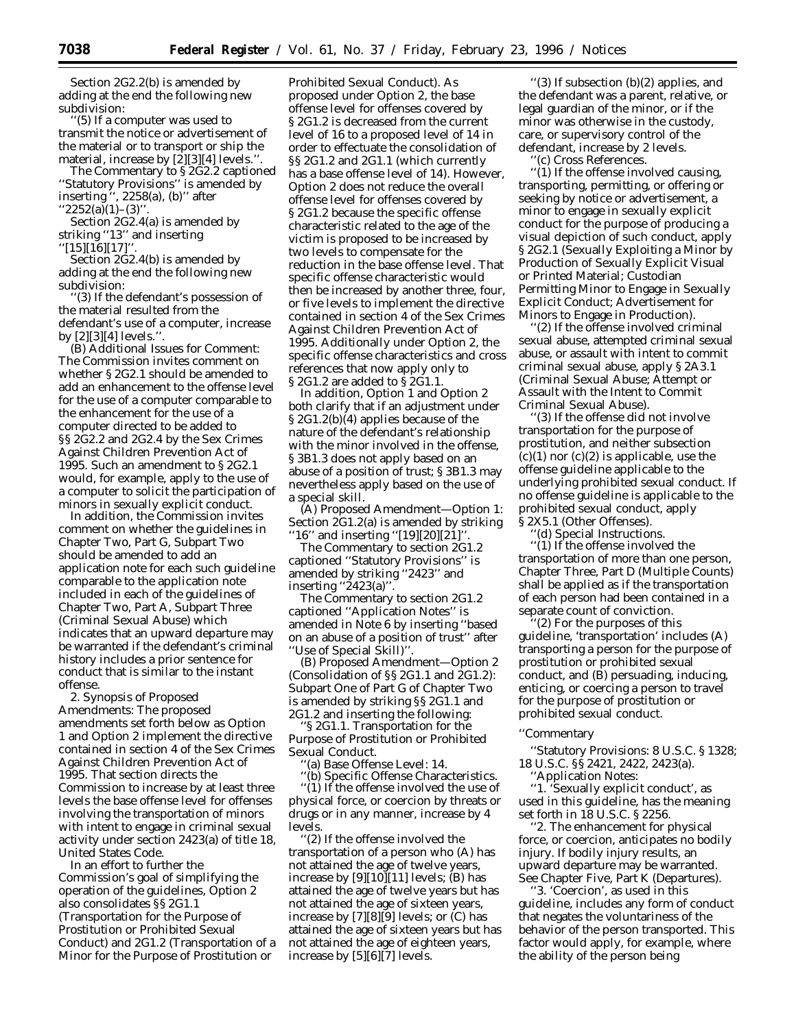Section 2G2.2(b) is amended by adding at the end the following new subdivision:

''(5) If a computer was used to transmit the notice or advertisement of the material or to transport or ship the material, increase by [2][3][4] levels.''.

The Commentary to § 2G2.2 captioned ''Statutory Provisions'' is amended by inserting '', 2258(a), (b)'' after ''2252(a)(1)–(3)''.

Section 2G2.4(a) is amended by striking ''13'' and inserting ''[15][16][17]''.

Section 2G2.4(b) is amended by adding at the end the following new subdivision:

''(3) If the defendant's possession of the material resulted from the defendant's use of a computer, increase by [2][3][4] levels.''.

(B) Additional Issues for Comment: The Commission invites comment on whether § 2G2.1 should be amended to add an enhancement to the offense level for the use of a computer comparable to the enhancement for the use of a computer directed to be added to §§ 2G2.2 and 2G2.4 by the Sex Crimes Against Children Prevention Act of 1995. Such an amendment to § 2G2.1 would, for example, apply to the use of a computer to solicit the participation of minors in sexually explicit conduct.

In addition, the Commission invites comment on whether the guidelines in Chapter Two, Part G, Subpart Two should be amended to add an application note for each such guideline comparable to the application note included in each of the guidelines of Chapter Two, Part A, Subpart Three (Criminal Sexual Abuse) which indicates that an upward departure may be warranted if the defendant's criminal history includes a prior sentence for conduct that is similar to the instant offense.

2. Synopsis of Proposed Amendments: The proposed amendments set forth below as Option 1 and Option 2 implement the directive contained in section 4 of the Sex Crimes Against Children Prevention Act of 1995. That section directs the Commission to increase by at least three levels the base offense level for offenses involving the transportation of minors with intent to engage in criminal sexual activity under section 2423(a) of title 18, United States Code.

In an effort to further the Commission's goal of simplifying the operation of the guidelines, Option 2 also consolidates §§ 2G1.1 (Transportation for the Purpose of Prostitution or Prohibited Sexual Conduct) and 2G1.2 (Transportation of a Minor for the Purpose of Prostitution or Prohibited Sexual Conduct). As proposed under Option 2, the base offense level for offenses covered by § 2G1.2 is decreased from the current level of 16 to a proposed level of 14 in order to effectuate the consolidation of §§ 2G1.2 and 2G1.1 (which currently has a base offense level of 14). However, Option 2 does not reduce the overall offense level for offenses covered by § 2G1.2 because the specific offense characteristic related to the age of the victim is proposed to be increased by two levels to compensate for the reduction in the base offense level. That specific offense characteristic would then be increased by another three, four, or five levels to implement the directive contained in section 4 of the Sex Crimes Against Children Prevention Act of 1995. Additionally under Option 2, the specific offense characteristics and cross references that now apply only to § 2G1.2 are added to § 2G1.1.

In addition, Option 1 and Option 2 both clarify that if an adjustment under § 2G1.2(b)(4) applies because of the nature of the defendant's relationship with the minor involved in the offense, § 3B1.3 does not apply based on an abuse of a position of trust; § 3B1.3 may nevertheless apply based on the use of a special skill.

(A) Proposed Amendment—Option 1: Section 2G1.2(a) is amended by striking ''16'' and inserting ''[19][20][21]''.

The Commentary to section 2G1.2 captioned ''Statutory Provisions'' is amended by striking ''2423'' and inserting ''2423(a)''.

The Commentary to section 2G1.2 captioned ''Application Notes'' is amended in Note 6 by inserting ''based on an abuse of a position of trust'' after ''Use of Special Skill)''.

(B) Proposed Amendment—Option 2 (Consolidation of §§ 2G1.1 and 2G1.2): Subpart One of Part G of Chapter Two is amended by striking §§ 2G1.1 and 2G1.2 and inserting the following:

''§ 2G1.1. Transportation for the Purpose of Prostitution or Prohibited Sexual Conduct.

''(a) Base Offense Level: 14.

''(b) Specific Offense Characteristics.

''(1) If the offense involved the use of physical force, or coercion by threats or drugs or in any manner, increase by 4 levels.

''(2) If the offense involved the transportation of a person who (A) has not attained the age of twelve years, increase by [9][10][11] levels; (B) has attained the age of twelve years but has not attained the age of sixteen years, increase by [7][8][9] levels; or (C) has attained the age of sixteen years but has not attained the age of eighteen years, increase by [5][6][7] levels.

''(3) If subsection (b)(2) applies, and the defendant was a parent, relative, or legal guardian of the minor, or if the minor was otherwise in the custody, care, or supervisory control of the defendant, increase by 2 levels.

''(c) Cross References.

''(1) If the offense involved causing, transporting, permitting, or offering or seeking by notice or advertisement, a minor to engage in sexually explicit conduct for the purpose of producing a visual depiction of such conduct, apply § 2G2.1 (Sexually Exploiting a Minor by Production of Sexually Explicit Visual or Printed Material; Custodian Permitting Minor to Engage in Sexually Explicit Conduct; Advertisement for Minors to Engage in Production).

''(2) If the offense involved criminal sexual abuse, attempted criminal sexual abuse, or assault with intent to commit criminal sexual abuse, apply § 2A3.1 (Criminal Sexual Abuse; Attempt or Assault with the Intent to Commit Criminal Sexual Abuse).

''(3) If the offense did not involve transportation for the purpose of prostitution, and neither subsection (c)(1) nor (c)(2) is applicable, use the offense guideline applicable to the underlying prohibited sexual conduct. If no offense guideline is applicable to the prohibited sexual conduct, apply § 2X5.1 (Other Offenses).

''(d) Special Instructions.

''(1) If the offense involved the transportation of more than one person, Chapter Three, Part D (Multiple Counts) shall be applied as if the transportation of each person had been contained in a separate count of conviction.

''(2) For the purposes of this guideline, 'transportation' includes (A) transporting a person for the purpose of prostitution or prohibited sexual conduct, and (B) persuading, inducing, enticing, or coercing a person to travel for the purpose of prostitution or prohibited sexual conduct.

''Commentary

''Statutory Provisions: 8 U.S.C. § 1328; 18 U.S.C. §§ 2421, 2422, 2423(a).

''Application Notes:

''1. 'Sexually explicit conduct', as used in this guideline, has the meaning set forth in 18 U.S.C. § 2256.

''2. The enhancement for physical force, or coercion, anticipates no bodily injury. If bodily injury results, an upward departure may be warranted. See Chapter Five, Part K (Departures).

''3. 'Coercion', as used in this guideline, includes any form of conduct that negates the voluntariness of the behavior of the person transported. This factor would apply, for example, where the ability of the person being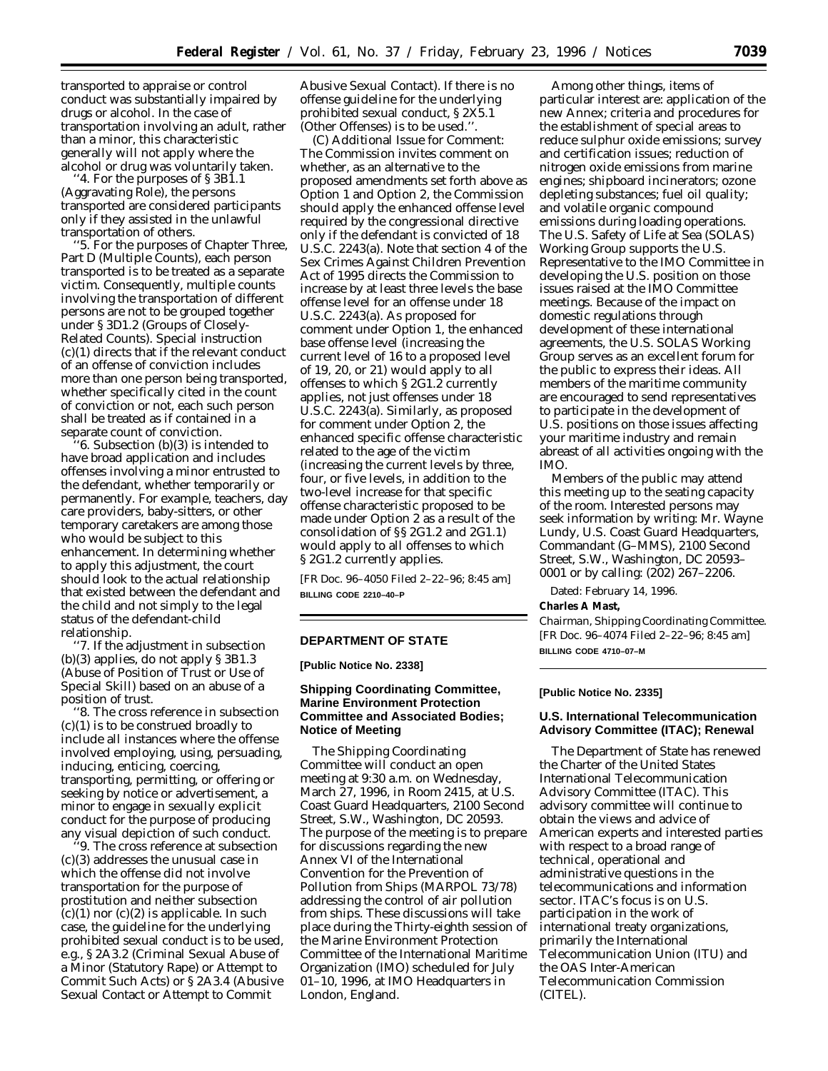transported to appraise or control conduct was substantially impaired by drugs or alcohol. In the case of transportation involving an adult, rather than a minor, this characteristic generally will not apply where the alcohol or drug was voluntarily taken.

''4. For the purposes of § 3B1.1 (Aggravating Role), the persons transported are considered participants only if they assisted in the unlawful transportation of others.

''5. For the purposes of Chapter Three, Part D (Multiple Counts), each person transported is to be treated as a separate victim. Consequently, multiple counts involving the transportation of different persons are not to be grouped together under § 3D1.2 (Groups of Closely-Related Counts). Special instruction (c)(1) directs that if the relevant conduct of an offense of conviction includes more than one person being transported, whether specifically cited in the count of conviction or not, each such person shall be treated as if contained in a separate count of conviction.

''6. Subsection (b)(3) is intended to have broad application and includes offenses involving a minor entrusted to the defendant, whether temporarily or permanently. For example, teachers, day care providers, baby-sitters, or other temporary caretakers are among those who would be subject to this enhancement. In determining whether to apply this adjustment, the court should look to the actual relationship that existed between the defendant and the child and not simply to the legal status of the defendant-child relationship.

''7. If the adjustment in subsection (b)(3) applies, do not apply § 3B1.3 (Abuse of Position of Trust or Use of Special Skill) based on an abuse of a position of trust.

''8. The cross reference in subsection (c)(1) is to be construed broadly to include all instances where the offense involved employing, using, persuading, inducing, enticing, coercing, transporting, permitting, or offering or seeking by notice or advertisement, a minor to engage in sexually explicit conduct for the purpose of producing any visual depiction of such conduct.

''9. The cross reference at subsection (c)(3) addresses the unusual case in which the offense did not involve transportation for the purpose of prostitution and neither subsection (c)(1) nor (c)(2) is applicable. In such case, the guideline for the underlying prohibited sexual conduct is to be used, e.g., § 2A3.2 (Criminal Sexual Abuse of a Minor (Statutory Rape) or Attempt to Commit Such Acts) or § 2A3.4 (Abusive Sexual Contact or Attempt to Commit Abusive Sexual Contact). If there is no offense guideline for the underlying prohibited sexual conduct, § 2X5.1 (Other Offenses) is to be used.''.

(C) Additional Issue for Comment: The Commission invites comment on whether, as an alternative to the proposed amendments set forth above as Option 1 and Option 2, the Commission should apply the enhanced offense level required by the congressional directive only if the defendant is convicted of 18 U.S.C. 2243(a). Note that section 4 of the Sex Crimes Against Children Prevention Act of 1995 directs the Commission to increase by at least three levels the base offense level for an offense under 18 U.S.C. 2243(a). As proposed for comment under Option 1, the enhanced base offense level (increasing the current level of 16 to a proposed level of 19, 20, or 21) would apply to all offenses to which § 2G1.2 currently applies, not just offenses under 18 U.S.C. 2243(a). Similarly, as proposed for comment under Option 2, the enhanced specific offense characteristic related to the age of the victim (increasing the current levels by three, four, or five levels, in addition to the two-level increase for that specific offense characteristic proposed to be made under Option 2 as a result of the consolidation of §§ 2G1.2 and 2G1.1) would apply to all offenses to which § 2G1.2 currently applies.

[FR Doc. 96–4050 Filed 2–22–96; 8:45 am]

**BILLING CODE 2210–40–P**

## DEPARTMENT OF STATE

**[Public Notice No. 2338]**

### Shipping Coordinating Committee, Marine Environment Protection Committee and Associated Bodies; Notice of Meeting

The Shipping Coordinating Committee will conduct an open meeting at 9:30 a.m. on Wednesday, March 27, 1996, in Room 2415, at U.S. Coast Guard Headquarters, 2100 Second Street, S.W., Washington, DC 20593. The purpose of the meeting is to prepare for discussions regarding the new Annex VI of the International Convention for the Prevention of Pollution from Ships (MARPOL 73/78) addressing the control of air pollution from ships. These discussions will take place during the Thirty-eighth session of the Marine Environment Protection Committee of the International Maritime Organization (IMO) scheduled for July 01–10, 1996, at IMO Headquarters in London, England.

Among other things, items of particular interest are: application of the new Annex; criteria and procedures for the establishment of special areas to reduce sulphur oxide emissions; survey and certification issues; reduction of nitrogen oxide emissions from marine engines; shipboard incinerators; ozone depleting substances; fuel oil quality; and volatile organic compound emissions during loading operations. The U.S. Safety of Life at Sea (SOLAS) Working Group supports the U.S. Representative to the IMO Committee in developing the U.S. position on those issues raised at the IMO Committee meetings. Because of the impact on domestic regulations through development of these international agreements, the U.S. SOLAS Working Group serves as an excellent forum for the public to express their ideas. All members of the maritime community are encouraged to send representatives to participate in the development of U.S. positions on those issues affecting your maritime industry and remain abreast of all activities ongoing with the IMO.

Members of the public may attend this meeting up to the seating capacity of the room. Interested persons may seek information by writing: Mr. Wayne Lundy, U.S. Coast Guard Headquarters, Commandant (G–MMS), 2100 Second Street, S.W., Washington, DC 20593–0001 or by calling: (202) 267–2206.

Dated: February 14, 1996.

**Charles A Mast,**

*Chairman, Shipping Coordinating Committee.*

[FR Doc. 96–4074 Filed 2–22–96; 8:45 am]

**BILLING CODE 4710–07–M**

**[Public Notice No. 2335]**

### U.S. International Telecommunication Advisory Committee (ITAC); Renewal

The Department of State has renewed the Charter of the United States International Telecommunication Advisory Committee (ITAC). This advisory committee will continue to obtain the views and advice of American experts and interested parties with respect to a broad range of technical, operational and administrative questions in the telecommunications and information sector. ITAC's focus is on U.S. participation in the work of international treaty organizations, primarily the International Telecommunication Union (ITU) and the OAS Inter-American Telecommunication Commission (CITEL).